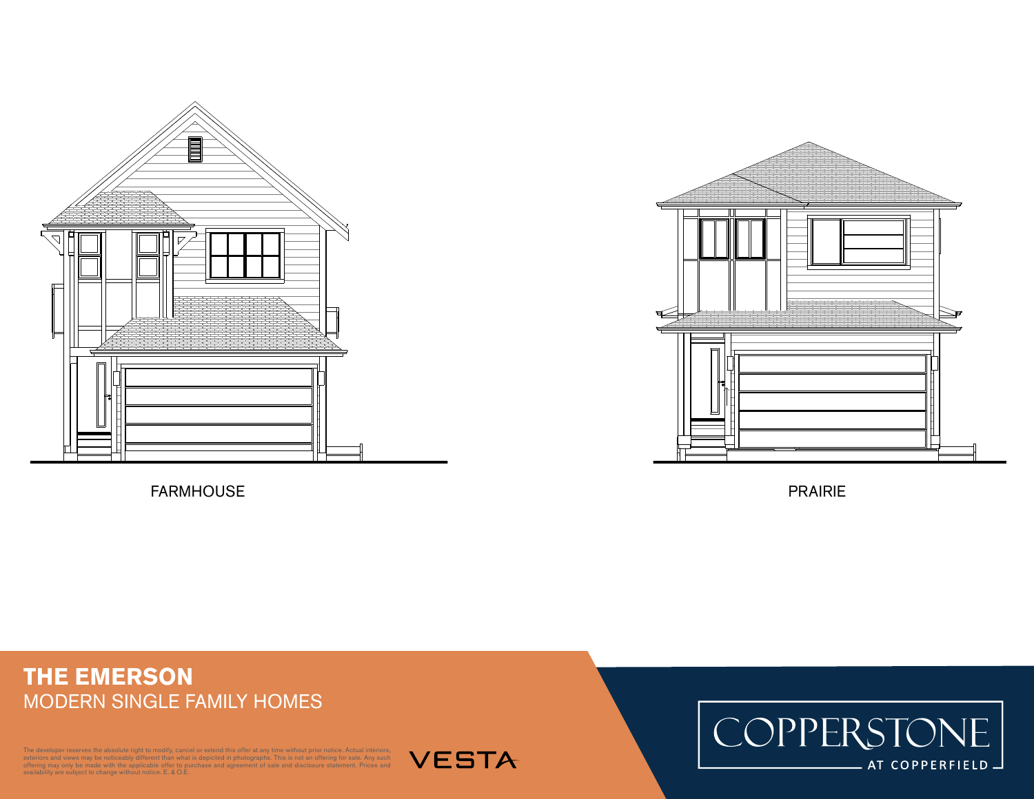FARMHOUSE

PRAIRIE

# THE EMERSON

MODERN SINGLE FAMILY HOMES

The developer reserves the absolute right to modify, cancel or extend this offer at any time without prior notice. Actual interiors, exteriors and views may be noticeably different than what is depicted in photographs. This is not an offering for sale. Any such offering may only be made with the applicable offer to purchase and agreement of sale and disclosure statement. Prices and availability are subject to change without notice. E. & O.E.

VESTA

COPPERSTONE

AT COPPERFIELD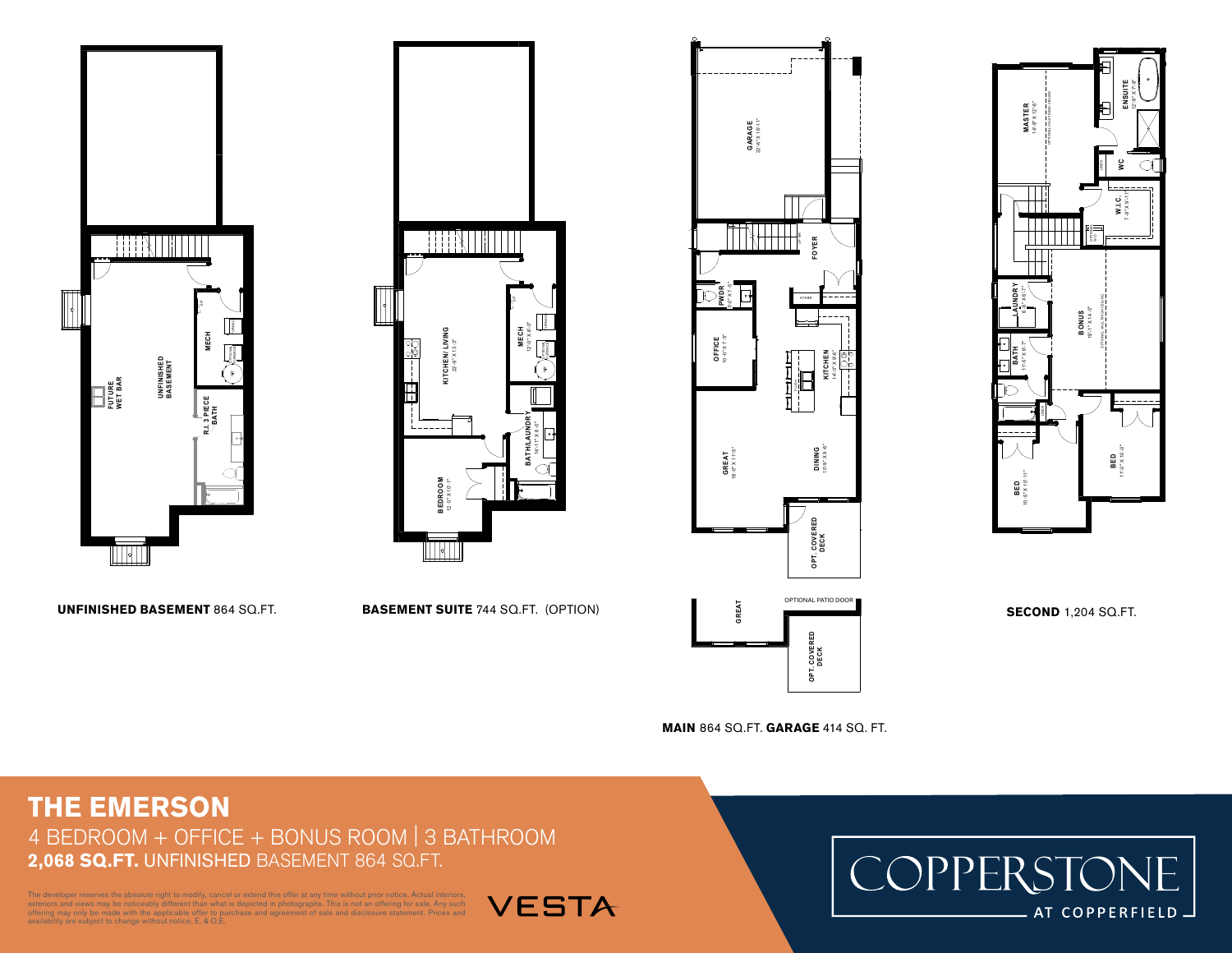UNFINISHED BASEMENT

FUTURE WET BAR

MECH

R.I. 3 PIECE BATH

**UNFINISHED BASEMENT** 864 SQ.FT.

KITCHEN/ LIVING
22'-9" X 13'-3"

MECH
12'-0" X 6'-0"

BATH/LAUNDRY
14'-11" X 6'-0"

BEDROOM
12'-0" X 10'-1"

**BASEMENT SUITE** 744 SQ.FT. (OPTION)

GARAGE
22'-6" X 18'-11"

FOYER

PWDR
7'-0" X 7'-6"

OFFICE
10'-0" X 7'-8"

KITCHEN
14'-0" X 9'-6"

GREAT
18'-0" X 11'-5"

DINING
11'-9" X 9'-6"

OPT. COVERED DECK

GREAT

OPTIONAL PATIO DOOR

OPT. COVERED DECK

**MAIN** 864 SQ.FT. **GARAGE** 414 SQ. FT.

MASTER
14'-8" X 12'-5"

OPTIONAL VAULT/HIGH CEILING

ENSUITE
12'-9" X 7'-8"

WC

W.I.C.
7'-0" X 9'-11"

LAUNDRY
6'-4" X 6'-1"

BONUS
18'-1" X 14'-0"

OPTIONAL VAULT/HIGH CEILING

BATH
11'-5" X 6'-7"

BED
10'-5" X 10'-11"

BED
11'-0" X 10'-4"

**SECOND** 1,204 SQ.FT.

# THE EMERSON

4 BEDROOM + OFFICE + BONUS ROOM | 3 BATHROOM

**2,068 SQ.FT.** UNFINISHED BASEMENT 864 SQ.FT.

The developer reserves the absolute right to modify, cancel or extend this offer at any time without prior notice. Actual interiors, exteriors and views may be noticeably different than what is depicted in photographs. This is not an offering for sale. Any such offering may only be made with the applicable offer to purchase and agreement of sale and disclosure statement. Prices and availability are subject to change without notice. E. & O.E.

VESTA

COPPERSTONE AT COPPERFIELD